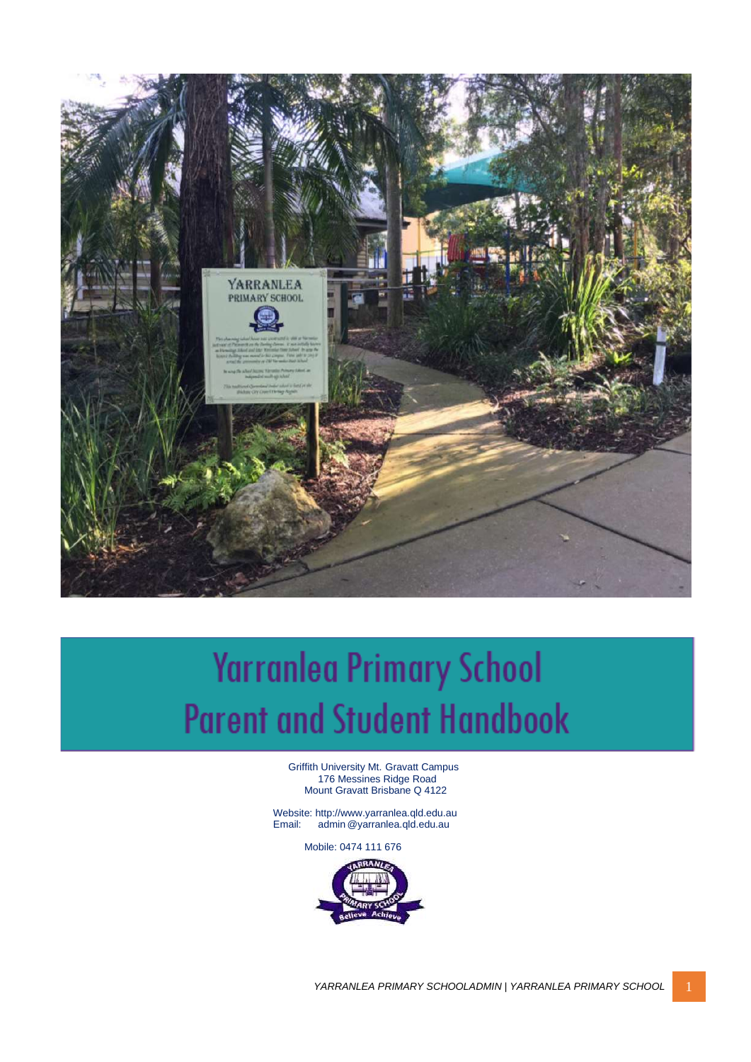# Yarranlea Primary School
# Parent and Student Handbook

Griffith University Mt. Gravatt Campus
176 Messines Ridge Road
Mount Gravatt Brisbane Q 4122

Website: http://www.yarranlea.qld.edu.au
Email: admin@yarranlea.qld.edu.au

Mobile: 0474 111 676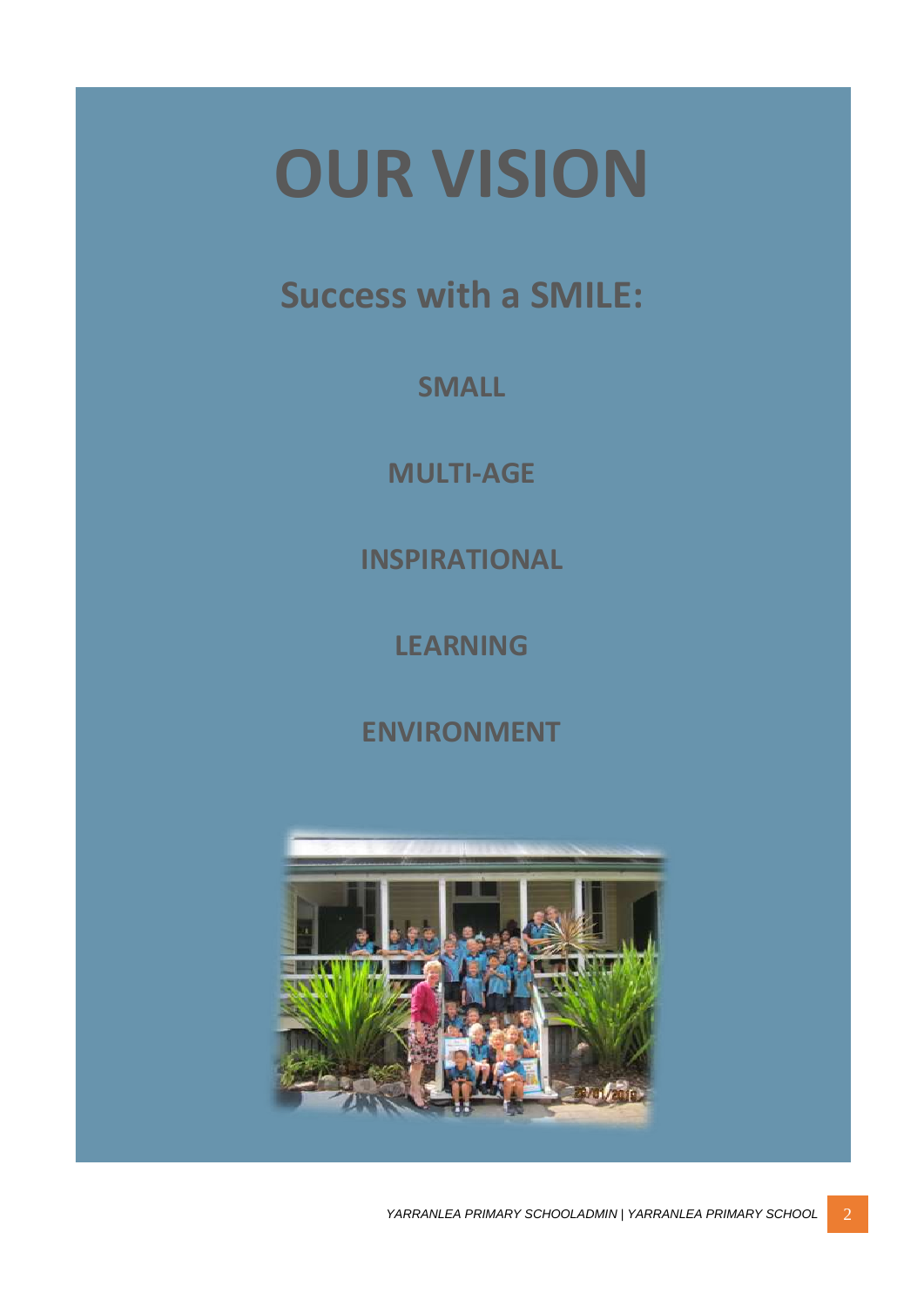# OUR VISION

## Success with a SMILE:

**SMALL**

**MULTI-AGE**

**INSPIRATIONAL**

**LEARNING**

**ENVIRONMENT**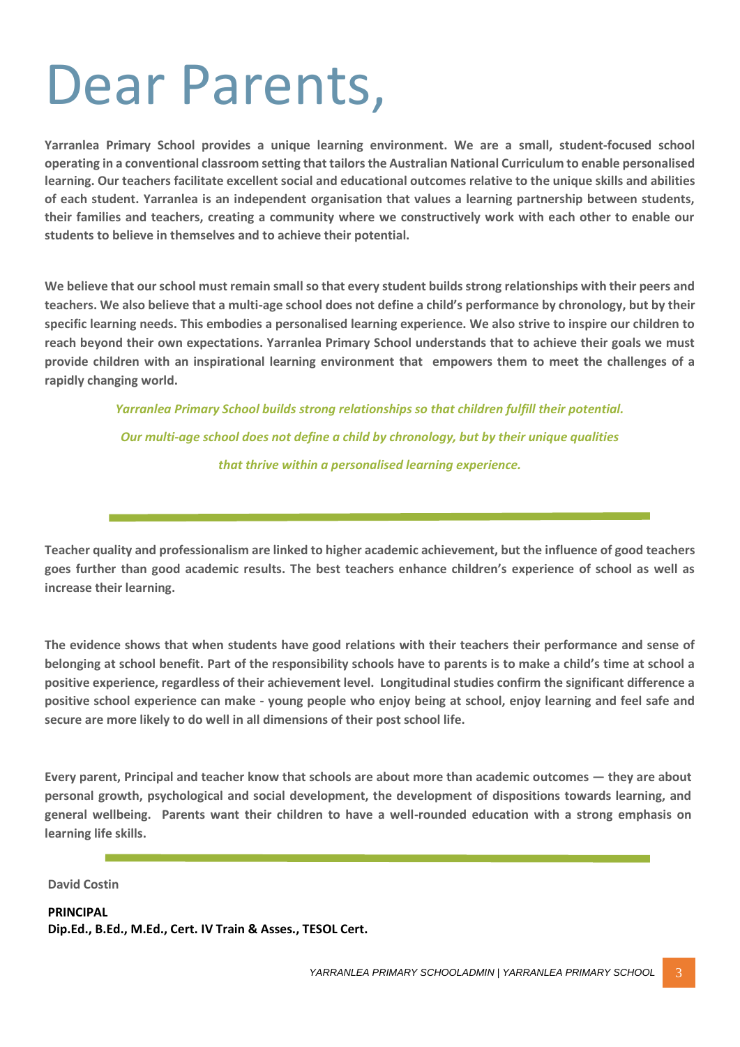# Dear Parents,

**Yarranlea Primary School provides a unique learning environment. We are a small, student-focused school operating in a conventional classroom setting that tailors the Australian National Curriculum to enable personalised learning. Our teachers facilitate excellent social and educational outcomes relative to the unique skills and abilities of each student. Yarranlea is an independent organisation that values a learning partnership between students, their families and teachers, creating a community where we constructively work with each other to enable our students to believe in themselves and to achieve their potential.**

**We believe that our school must remain small so that every student builds strong relationships with their peers and teachers. We also believe that a multi-age school does not define a child's performance by chronology, but by their specific learning needs. This embodies a personalised learning experience. We also strive to inspire our children to reach beyond their own expectations. Yarranlea Primary School understands that to achieve their goals we must provide children with an inspirational learning environment that empowers them to meet the challenges of a rapidly changing world.**

***Yarranlea Primary School builds strong relationships so that children fulfill their potential.***

***Our multi-age school does not define a child by chronology, but by their unique qualities***

***that thrive within a personalised learning experience.***

---

**Teacher quality and professionalism are linked to higher academic achievement, but the influence of good teachers goes further than good academic results. The best teachers enhance children's experience of school as well as increase their learning.**

**The evidence shows that when students have good relations with their teachers their performance and sense of belonging at school benefit. Part of the responsibility schools have to parents is to make a child's time at school a positive experience, regardless of their achievement level. Longitudinal studies confirm the significant difference a positive school experience can make - young people who enjoy being at school, enjoy learning and feel safe and secure are more likely to do well in all dimensions of their post school life.**

**Every parent, Principal and teacher know that schools are about more than academic outcomes — they are about personal growth, psychological and social development, the development of dispositions towards learning, and general wellbeing. Parents want their children to have a well-rounded education with a strong emphasis on learning life skills.**

---

**David Costin**

**PRINCIPAL**
**Dip.Ed., B.Ed., M.Ed., Cert. IV Train & Asses., TESOL Cert.**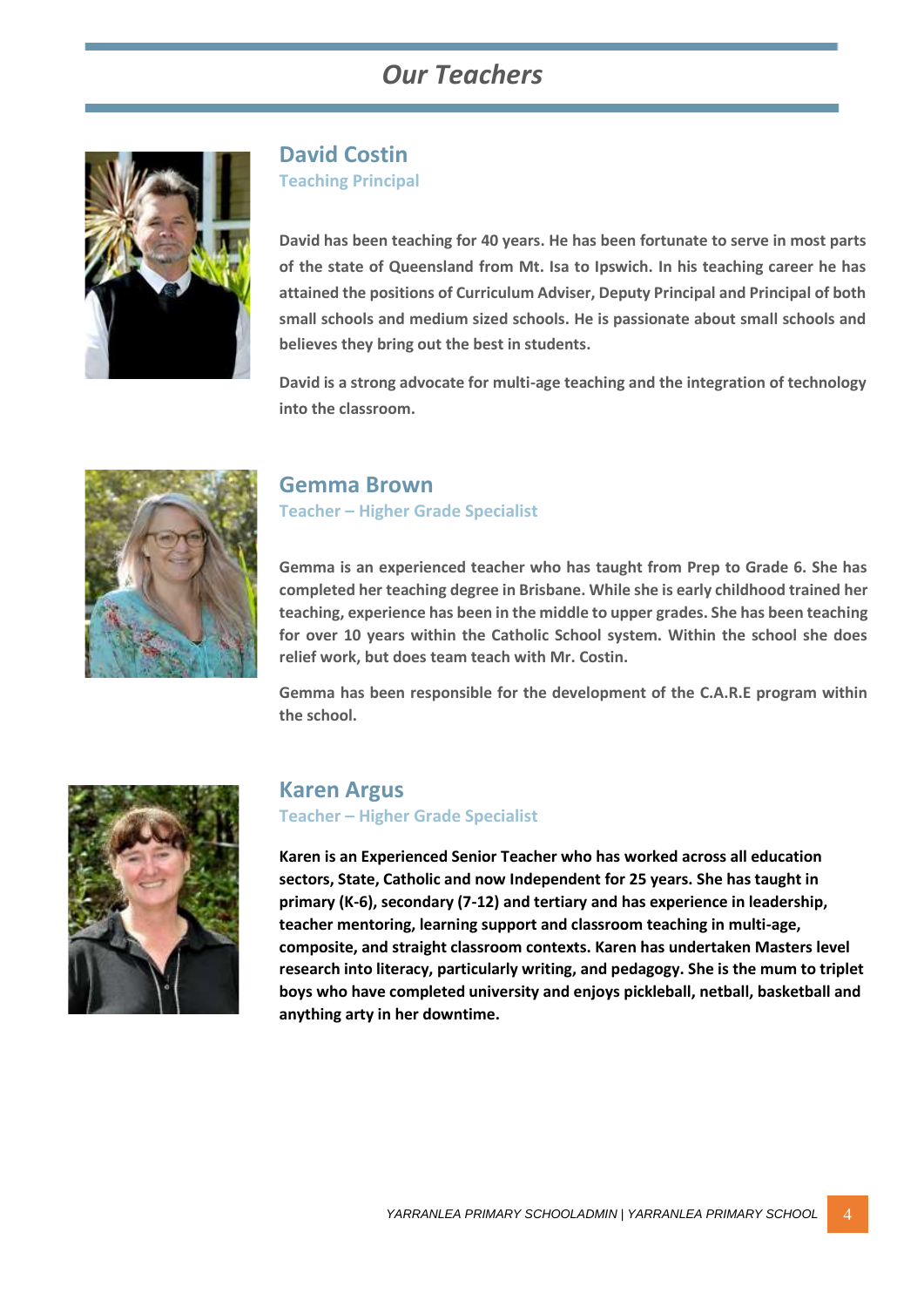# *Our Teachers*

## David Costin

**Teaching Principal**

**David has been teaching for 40 years. He has been fortunate to serve in most parts of the state of Queensland from Mt. Isa to Ipswich. In his teaching career he has attained the positions of Curriculum Adviser, Deputy Principal and Principal of both small schools and medium sized schools. He is passionate about small schools and believes they bring out the best in students.**

**David is a strong advocate for multi-age teaching and the integration of technology into the classroom.**

## Gemma Brown

**Teacher – Higher Grade Specialist**

**Gemma is an experienced teacher who has taught from Prep to Grade 6. She has completed her teaching degree in Brisbane. While she is early childhood trained her teaching, experience has been in the middle to upper grades. She has been teaching for over 10 years within the Catholic School system. Within the school she does relief work, but does team teach with Mr. Costin.**

**Gemma has been responsible for the development of the C.A.R.E program within the school.**

## Karen Argus

**Teacher – Higher Grade Specialist**

**Karen is an Experienced Senior Teacher who has worked across all education sectors, State, Catholic and now Independent for 25 years. She has taught in primary (K-6), secondary (7-12) and tertiary and has experience in leadership, teacher mentoring, learning support and classroom teaching in multi-age, composite, and straight classroom contexts. Karen has undertaken Masters level research into literacy, particularly writing, and pedagogy. She is the mum to triplet boys who have completed university and enjoys pickleball, netball, basketball and anything arty in her downtime.**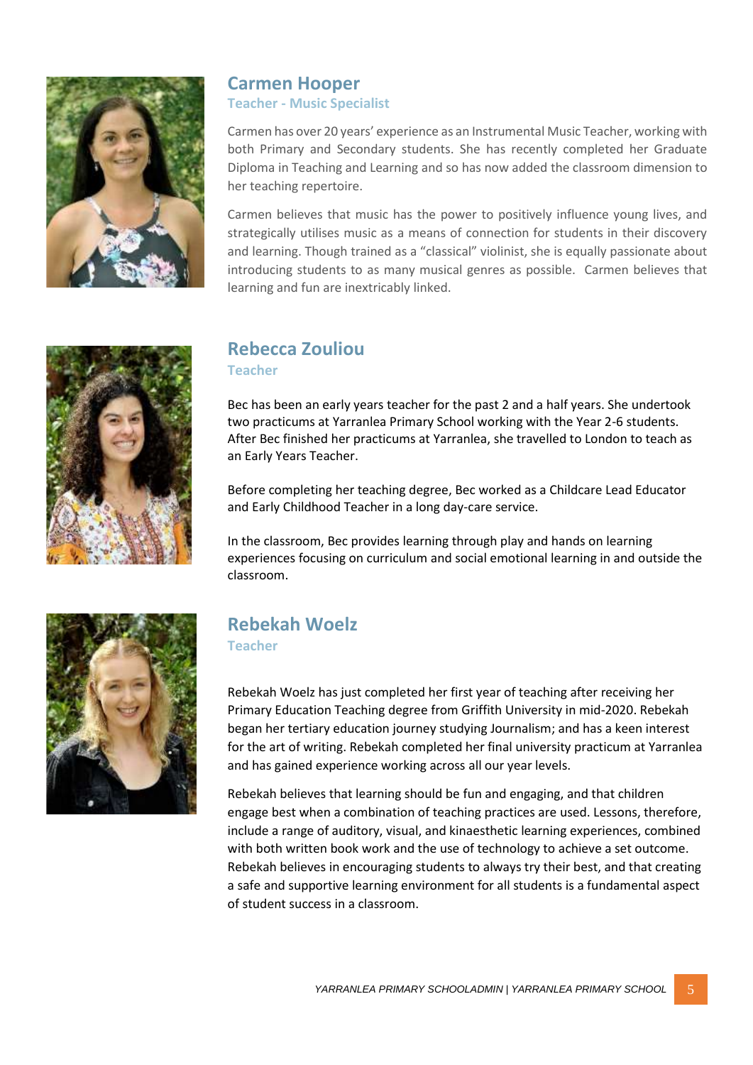## Carmen Hooper

**Teacher - Music Specialist**

Carmen has over 20 years' experience as an Instrumental Music Teacher, working with both Primary and Secondary students. She has recently completed her Graduate Diploma in Teaching and Learning and so has now added the classroom dimension to her teaching repertoire.

Carmen believes that music has the power to positively influence young lives, and strategically utilises music as a means of connection for students in their discovery and learning. Though trained as a "classical" violinist, she is equally passionate about introducing students to as many musical genres as possible. Carmen believes that learning and fun are inextricably linked.

## Rebecca Zouliou

**Teacher**

Bec has been an early years teacher for the past 2 and a half years. She undertook two practicums at Yarranlea Primary School working with the Year 2-6 students. After Bec finished her practicums at Yarranlea, she travelled to London to teach as an Early Years Teacher.

Before completing her teaching degree, Bec worked as a Childcare Lead Educator and Early Childhood Teacher in a long day-care service.

In the classroom, Bec provides learning through play and hands on learning experiences focusing on curriculum and social emotional learning in and outside the classroom.

## Rebekah Woelz

**Teacher**

Rebekah Woelz has just completed her first year of teaching after receiving her Primary Education Teaching degree from Griffith University in mid-2020. Rebekah began her tertiary education journey studying Journalism; and has a keen interest for the art of writing. Rebekah completed her final university practicum at Yarranlea and has gained experience working across all our year levels.

Rebekah believes that learning should be fun and engaging, and that children engage best when a combination of teaching practices are used. Lessons, therefore, include a range of auditory, visual, and kinaesthetic learning experiences, combined with both written book work and the use of technology to achieve a set outcome. Rebekah believes in encouraging students to always try their best, and that creating a safe and supportive learning environment for all students is a fundamental aspect of student success in a classroom.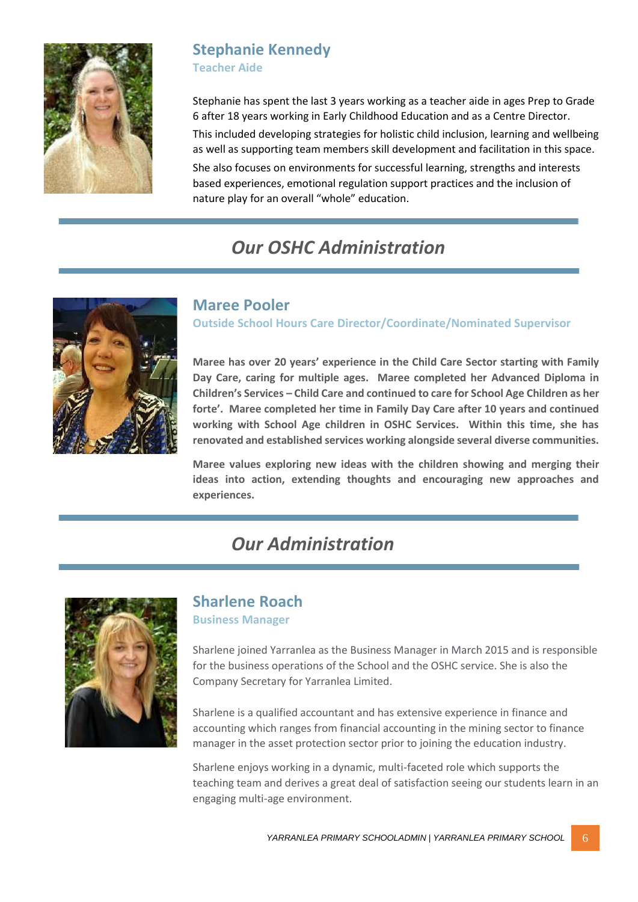### Stephanie Kennedy

**Teacher Aide**

Stephanie has spent the last 3 years working as a teacher aide in ages Prep to Grade 6 after 18 years working in Early Childhood Education and as a Centre Director.

This included developing strategies for holistic child inclusion, learning and wellbeing as well as supporting team members skill development and facilitation in this space.

She also focuses on environments for successful learning, strengths and interests based experiences, emotional regulation support practices and the inclusion of nature play for an overall “whole” education.

## *Our OSHC Administration*

### Maree Pooler

**Outside School Hours Care Director/Coordinate/Nominated Supervisor**

**Maree has over 20 years’ experience in the Child Care Sector starting with Family Day Care, caring for multiple ages. Maree completed her Advanced Diploma in Children’s Services – Child Care and continued to care for School Age Children as her forte’. Maree completed her time in Family Day Care after 10 years and continued working with School Age children in OSHC Services. Within this time, she has renovated and established services working alongside several diverse communities.**

**Maree values exploring new ideas with the children showing and merging their ideas into action, extending thoughts and encouraging new approaches and experiences.**

## *Our Administration*

### Sharlene Roach

**Business Manager**

Sharlene joined Yarranlea as the Business Manager in March 2015 and is responsible for the business operations of the School and the OSHC service. She is also the Company Secretary for Yarranlea Limited.

Sharlene is a qualified accountant and has extensive experience in finance and accounting which ranges from financial accounting in the mining sector to finance manager in the asset protection sector prior to joining the education industry.

Sharlene enjoys working in a dynamic, multi-faceted role which supports the teaching team and derives a great deal of satisfaction seeing our students learn in an engaging multi-age environment.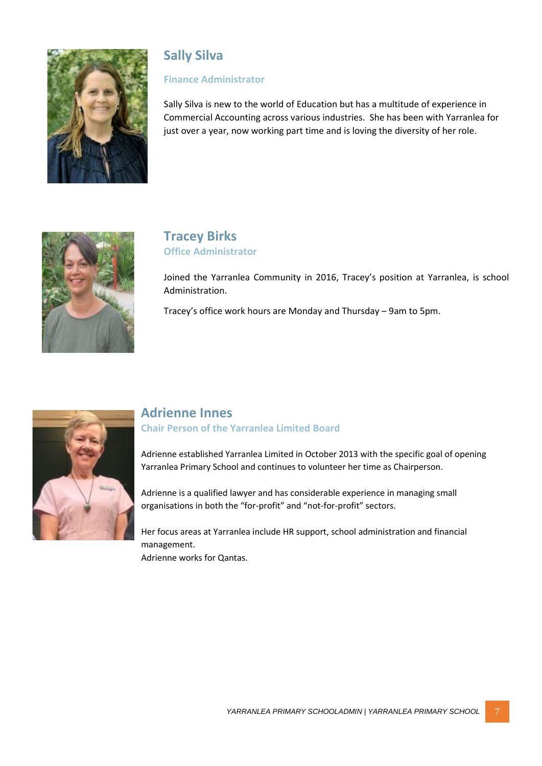## Sally Silva

### Finance Administrator

Sally Silva is new to the world of Education but has a multitude of experience in Commercial Accounting across various industries. She has been with Yarranlea for just over a year, now working part time and is loving the diversity of her role.

## Tracey Birks

### Office Administrator

Joined the Yarranlea Community in 2016, Tracey's position at Yarranlea, is school Administration.

Tracey's office work hours are Monday and Thursday – 9am to 5pm.

## Adrienne Innes

### Chair Person of the Yarranlea Limited Board

Adrienne established Yarranlea Limited in October 2013 with the specific goal of opening Yarranlea Primary School and continues to volunteer her time as Chairperson.

Adrienne is a qualified lawyer and has considerable experience in managing small organisations in both the "for-profit" and "not-for-profit" sectors.

Her focus areas at Yarranlea include HR support, school administration and financial management.
Adrienne works for Qantas.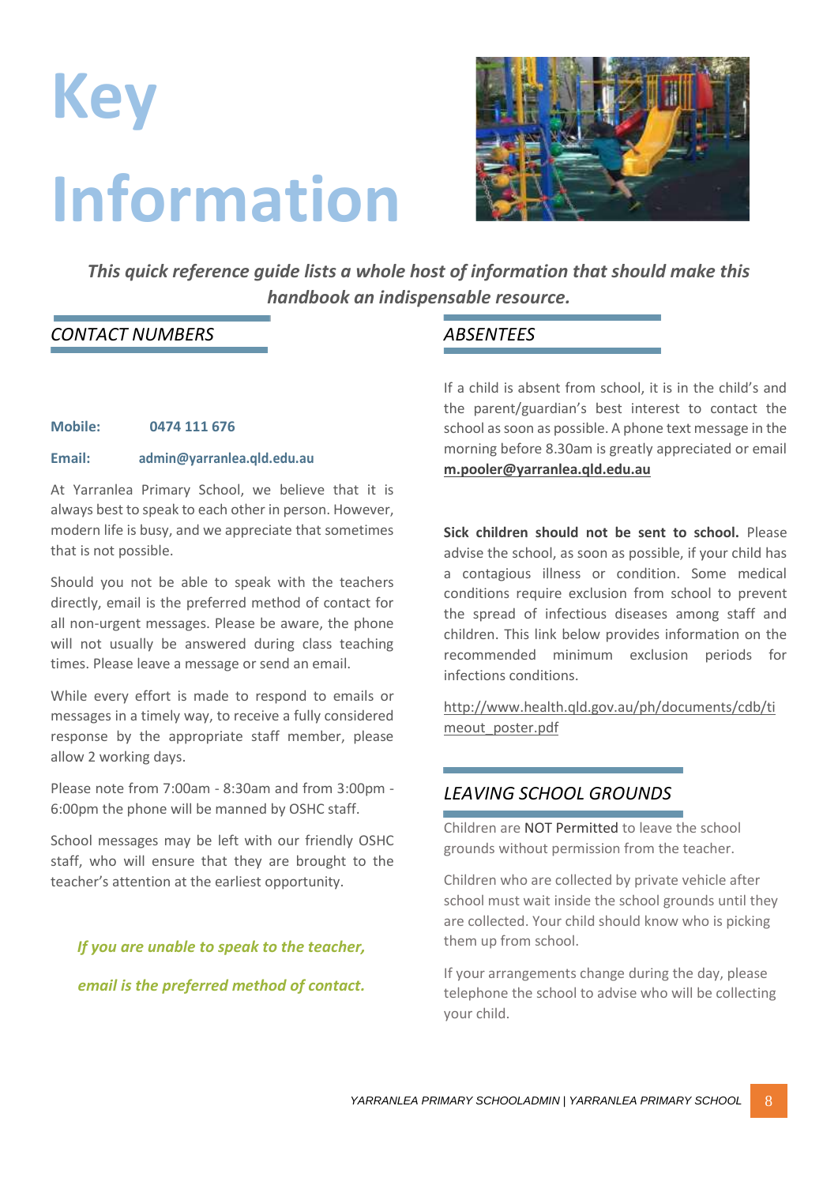# Key Information

***This quick reference guide lists a whole host of information that should make this handbook an indispensable resource.***

## *CONTACT NUMBERS*

**Mobile:** **0474 111 676**

**Email:** **admin@yarranlea.qld.edu.au**

At Yarranlea Primary School, we believe that it is always best to speak to each other in person. However, modern life is busy, and we appreciate that sometimes that is not possible.

Should you not be able to speak with the teachers directly, email is the preferred method of contact for all non-urgent messages. Please be aware, the phone will not usually be answered during class teaching times. Please leave a message or send an email.

While every effort is made to respond to emails or messages in a timely way, to receive a fully considered response by the appropriate staff member, please allow 2 working days.

Please note from 7:00am - 8:30am and from 3:00pm - 6:00pm the phone will be manned by OSHC staff.

School messages may be left with our friendly OSHC staff, who will ensure that they are brought to the teacher's attention at the earliest opportunity.

***If you are unable to speak to the teacher, email is the preferred method of contact.***

## *ABSENTEES*

If a child is absent from school, it is in the child's and the parent/guardian's best interest to contact the school as soon as possible. A phone text message in the morning before 8.30am is greatly appreciated or email **m.pooler@yarranlea.qld.edu.au**

**Sick children should not be sent to school.** Please advise the school, as soon as possible, if your child has a contagious illness or condition. Some medical conditions require exclusion from school to prevent the spread of infectious diseases among staff and children. This link below provides information on the recommended minimum exclusion periods for infections conditions.

http://www.health.qld.gov.au/ph/documents/cdb/timeout_poster.pdf

## *LEAVING SCHOOL GROUNDS*

Children are NOT Permitted to leave the school grounds without permission from the teacher.

Children who are collected by private vehicle after school must wait inside the school grounds until they are collected. Your child should know who is picking them up from school.

If your arrangements change during the day, please telephone the school to advise who will be collecting your child.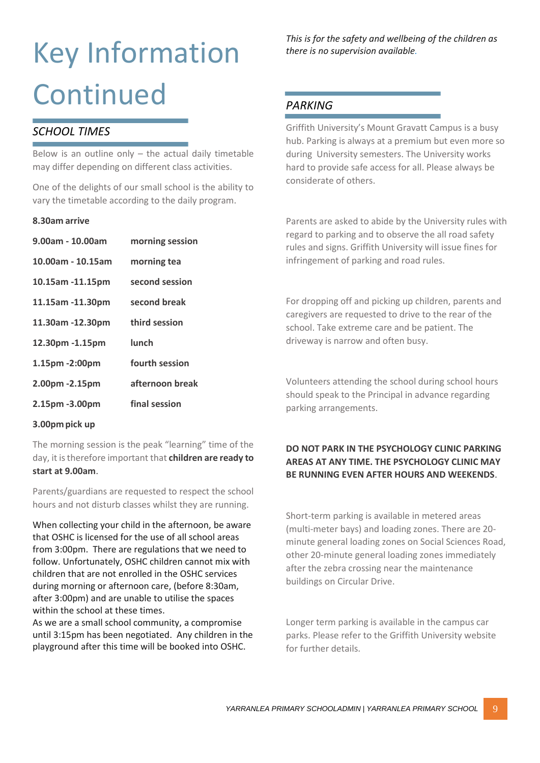# Key Information Continued

## *SCHOOL TIMES*

Below is an outline only – the actual daily timetable may differ depending on different class activities.

One of the delights of our small school is the ability to vary the timetable according to the daily program.

**8.30am arrive**

| | |
|---|---|
| **9.00am - 10.00am** | **morning session** |
| **10.00am - 10.15am** | **morning tea** |
| **10.15am -11.15pm** | **second session** |
| **11.15am -11.30pm** | **second break** |
| **11.30am -12.30pm** | **third session** |
| **12.30pm -1.15pm** | **lunch** |
| **1.15pm -2:00pm** | **fourth session** |
| **2.00pm -2.15pm** | **afternoon break** |
| **2.15pm -3.00pm** | **final session** |

**3.00pm pick up**

The morning session is the peak "learning" time of the day, it is therefore important that **children are ready to start at 9.00am**.

Parents/guardians are requested to respect the school hours and not disturb classes whilst they are running.

When collecting your child in the afternoon, be aware that OSHC is licensed for the use of all school areas from 3:00pm. There are regulations that we need to follow. Unfortunately, OSHC children cannot mix with children that are not enrolled in the OSHC services during morning or afternoon care, (before 8:30am, after 3:00pm) and are unable to utilise the spaces within the school at these times.
As we are a small school community, a compromise until 3:15pm has been negotiated. Any children in the playground after this time will be booked into OSHC.

*This is for the safety and wellbeing of the children as there is no supervision available.*

## *PARKING*

Griffith University's Mount Gravatt Campus is a busy hub. Parking is always at a premium but even more so during University semesters. The University works hard to provide safe access for all. Please always be considerate of others.

Parents are asked to abide by the University rules with regard to parking and to observe the all road safety rules and signs. Griffith University will issue fines for infringement of parking and road rules.

For dropping off and picking up children, parents and caregivers are requested to drive to the rear of the school. Take extreme care and be patient. The driveway is narrow and often busy.

Volunteers attending the school during school hours should speak to the Principal in advance regarding parking arrangements.

**DO NOT PARK IN THE PSYCHOLOGY CLINIC PARKING AREAS AT ANY TIME. THE PSYCHOLOGY CLINIC MAY BE RUNNING EVEN AFTER HOURS AND WEEKENDS**.

Short-term parking is available in metered areas (multi-meter bays) and loading zones. There are 20-minute general loading zones on Social Sciences Road, other 20-minute general loading zones immediately after the zebra crossing near the maintenance buildings on Circular Drive.

Longer term parking is available in the campus car parks. Please refer to the Griffith University website for further details.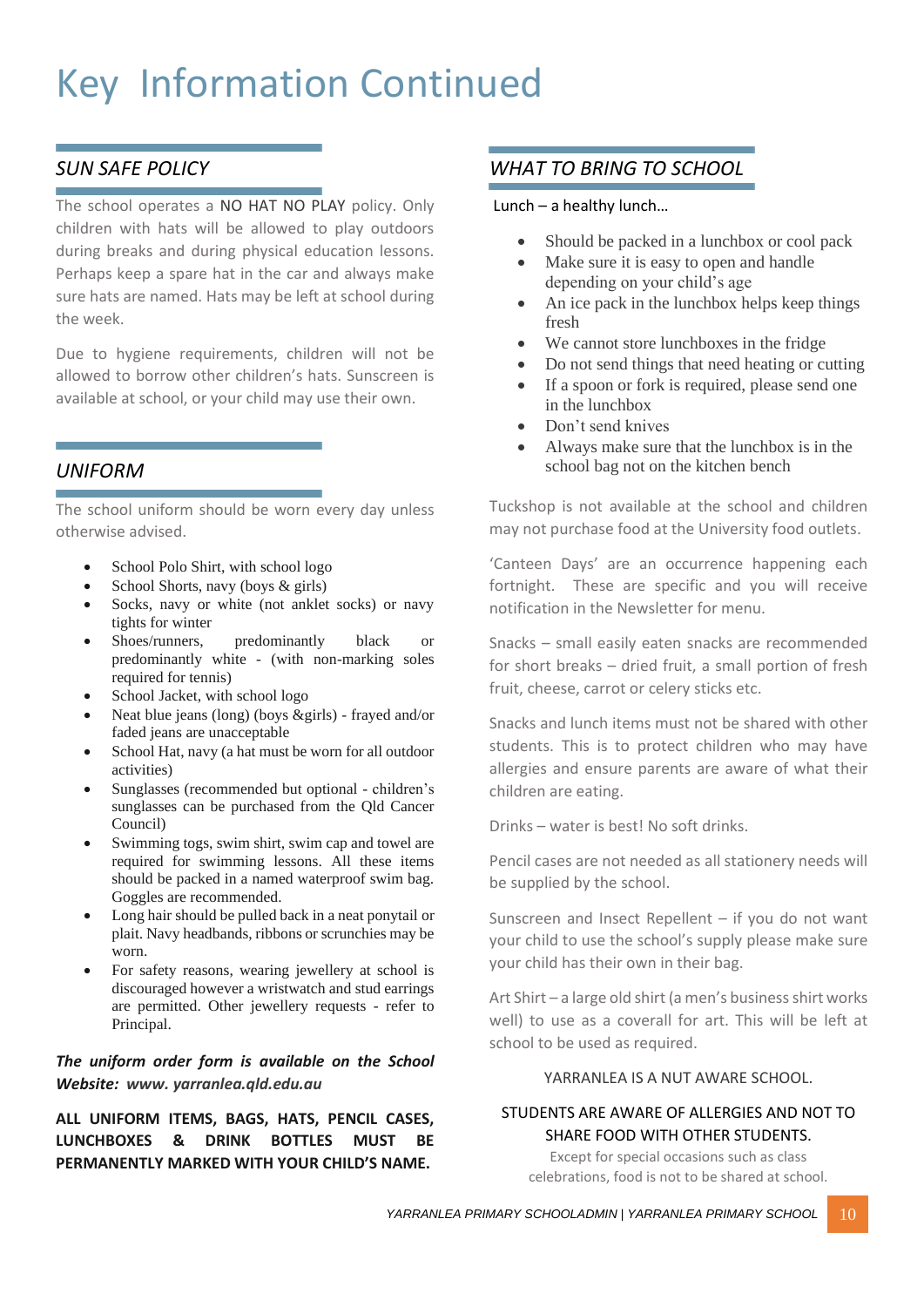# Key Information Continued

## *SUN SAFE POLICY*

The school operates a NO HAT NO PLAY policy. Only children with hats will be allowed to play outdoors during breaks and during physical education lessons. Perhaps keep a spare hat in the car and always make sure hats are named. Hats may be left at school during the week.

Due to hygiene requirements, children will not be allowed to borrow other children's hats. Sunscreen is available at school, or your child may use their own.

## *UNIFORM*

The school uniform should be worn every day unless otherwise advised.

- School Polo Shirt, with school logo
- School Shorts, navy (boys & girls)
- Socks, navy or white (not anklet socks) or navy tights for winter
- Shoes/runners, predominantly black or predominantly white - (with non-marking soles required for tennis)
- School Jacket, with school logo
- Neat blue jeans (long) (boys &girls) - frayed and/or faded jeans are unacceptable
- School Hat, navy (a hat must be worn for all outdoor activities)
- Sunglasses (recommended but optional - children's sunglasses can be purchased from the Qld Cancer Council)
- Swimming togs, swim shirt, swim cap and towel are required for swimming lessons. All these items should be packed in a named waterproof swim bag. Goggles are recommended.
- Long hair should be pulled back in a neat ponytail or plait. Navy headbands, ribbons or scrunchies may be worn.
- For safety reasons, wearing jewellery at school is discouraged however a wristwatch and stud earrings are permitted. Other jewellery requests - refer to Principal.

***The uniform order form is available on the School Website: www. yarranlea.qld.edu.au***

**ALL UNIFORM ITEMS, BAGS, HATS, PENCIL CASES, LUNCHBOXES & DRINK BOTTLES MUST BE PERMANENTLY MARKED WITH YOUR CHILD'S NAME.**

## *WHAT TO BRING TO SCHOOL*

Lunch – a healthy lunch…

- Should be packed in a lunchbox or cool pack
- Make sure it is easy to open and handle depending on your child's age
- An ice pack in the lunchbox helps keep things fresh
- We cannot store lunchboxes in the fridge
- Do not send things that need heating or cutting
- If a spoon or fork is required, please send one in the lunchbox
- Don't send knives
- Always make sure that the lunchbox is in the school bag not on the kitchen bench

Tuckshop is not available at the school and children may not purchase food at the University food outlets.

'Canteen Days' are an occurrence happening each fortnight. These are specific and you will receive notification in the Newsletter for menu.

Snacks – small easily eaten snacks are recommended for short breaks – dried fruit, a small portion of fresh fruit, cheese, carrot or celery sticks etc.

Snacks and lunch items must not be shared with other students. This is to protect children who may have allergies and ensure parents are aware of what their children are eating.

Drinks – water is best! No soft drinks.

Pencil cases are not needed as all stationery needs will be supplied by the school.

Sunscreen and Insect Repellent – if you do not want your child to use the school's supply please make sure your child has their own in their bag.

Art Shirt – a large old shirt (a men's business shirt works well) to use as a coverall for art. This will be left at school to be used as required.

YARRANLEA IS A NUT AWARE SCHOOL.

STUDENTS ARE AWARE OF ALLERGIES AND NOT TO SHARE FOOD WITH OTHER STUDENTS.

Except for special occasions such as class celebrations, food is not to be shared at school.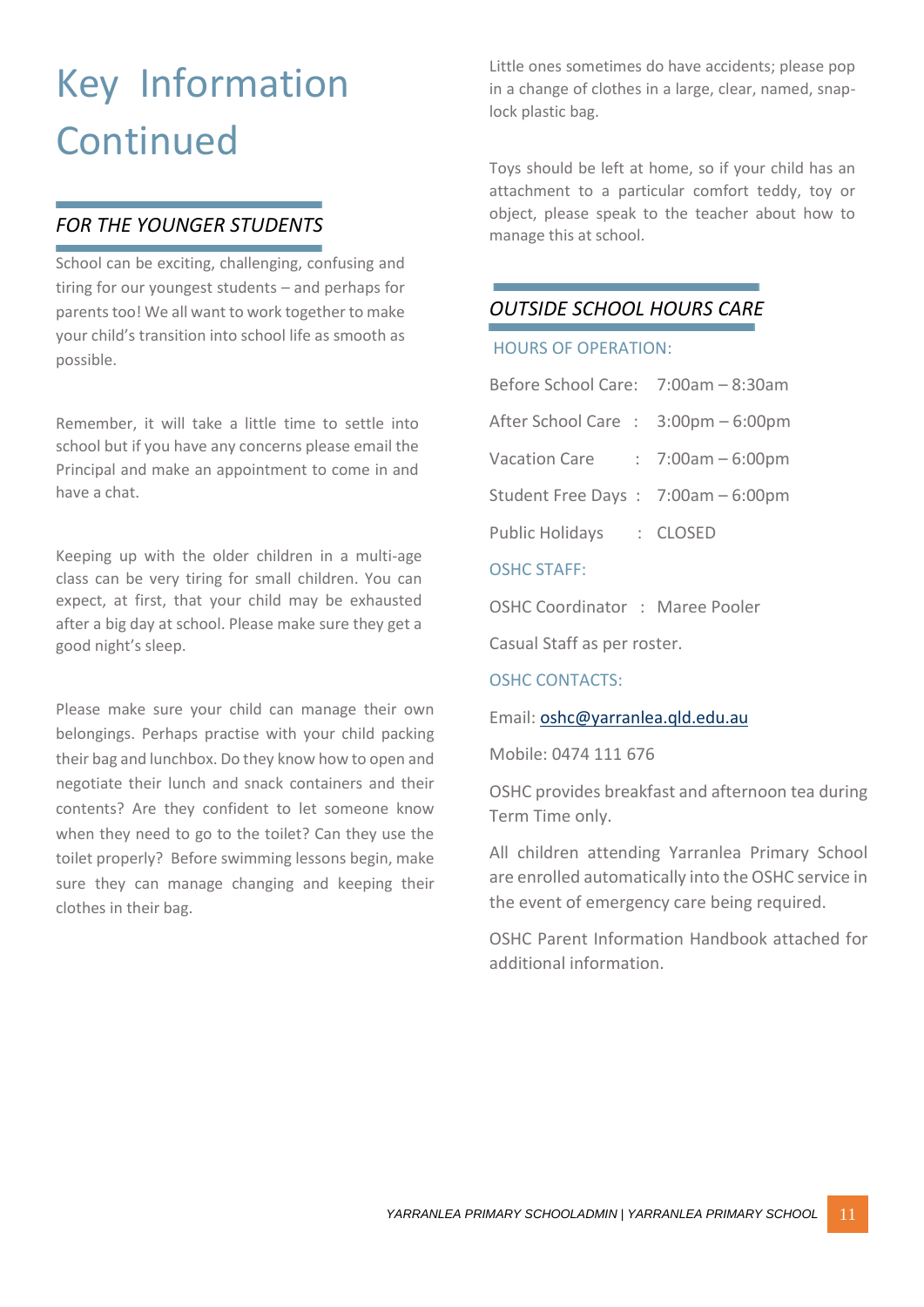# Key Information Continued

## *FOR THE YOUNGER STUDENTS*

School can be exciting, challenging, confusing and tiring for our youngest students – and perhaps for parents too! We all want to work together to make your child's transition into school life as smooth as possible.

Remember, it will take a little time to settle into school but if you have any concerns please email the Principal and make an appointment to come in and have a chat.

Keeping up with the older children in a multi-age class can be very tiring for small children. You can expect, at first, that your child may be exhausted after a big day at school. Please make sure they get a good night's sleep.

Please make sure your child can manage their own belongings. Perhaps practise with your child packing their bag and lunchbox. Do they know how to open and negotiate their lunch and snack containers and their contents? Are they confident to let someone know when they need to go to the toilet? Can they use the toilet properly? Before swimming lessons begin, make sure they can manage changing and keeping their clothes in their bag.

Little ones sometimes do have accidents; please pop in a change of clothes in a large, clear, named, snap-lock plastic bag.

Toys should be left at home, so if your child has an attachment to a particular comfort teddy, toy or object, please speak to the teacher about how to manage this at school.

## *OUTSIDE SCHOOL HOURS CARE*

### HOURS OF OPERATION:

| | |
|---|---|
| Before School Care: | 7:00am – 8:30am |
| After School Care : | 3:00pm – 6:00pm |
| Vacation Care : | 7:00am – 6:00pm |
| Student Free Days : | 7:00am – 6:00pm |
| Public Holidays : | CLOSED |

### OSHC STAFF:

OSHC Coordinator : Maree Pooler

Casual Staff as per roster.

### OSHC CONTACTS:

Email: oshc@yarranlea.qld.edu.au

Mobile: 0474 111 676

OSHC provides breakfast and afternoon tea during Term Time only.

All children attending Yarranlea Primary School are enrolled automatically into the OSHC service in the event of emergency care being required.

OSHC Parent Information Handbook attached for additional information.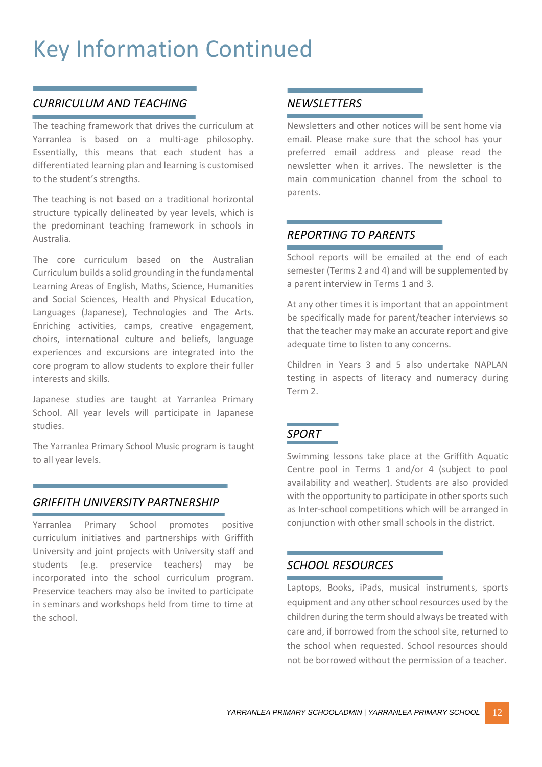# Key Information Continued

## *CURRICULUM AND TEACHING*

The teaching framework that drives the curriculum at Yarranlea is based on a multi-age philosophy. Essentially, this means that each student has a differentiated learning plan and learning is customised to the student's strengths.

The teaching is not based on a traditional horizontal structure typically delineated by year levels, which is the predominant teaching framework in schools in Australia.

The core curriculum based on the Australian Curriculum builds a solid grounding in the fundamental Learning Areas of English, Maths, Science, Humanities and Social Sciences, Health and Physical Education, Languages (Japanese), Technologies and The Arts. Enriching activities, camps, creative engagement, choirs, international culture and beliefs, language experiences and excursions are integrated into the core program to allow students to explore their fuller interests and skills.

Japanese studies are taught at Yarranlea Primary School. All year levels will participate in Japanese studies.

The Yarranlea Primary School Music program is taught to all year levels.

## *GRIFFITH UNIVERSITY PARTNERSHIP*

Yarranlea Primary School promotes positive curriculum initiatives and partnerships with Griffith University and joint projects with University staff and students (e.g. preservice teachers) may be incorporated into the school curriculum program. Preservice teachers may also be invited to participate in seminars and workshops held from time to time at the school.

## *NEWSLETTERS*

Newsletters and other notices will be sent home via email. Please make sure that the school has your preferred email address and please read the newsletter when it arrives. The newsletter is the main communication channel from the school to parents.

## *REPORTING TO PARENTS*

School reports will be emailed at the end of each semester (Terms 2 and 4) and will be supplemented by a parent interview in Terms 1 and 3.

At any other times it is important that an appointment be specifically made for parent/teacher interviews so that the teacher may make an accurate report and give adequate time to listen to any concerns.

Children in Years 3 and 5 also undertake NAPLAN testing in aspects of literacy and numeracy during Term 2.

## *SPORT*

Swimming lessons take place at the Griffith Aquatic Centre pool in Terms 1 and/or 4 (subject to pool availability and weather). Students are also provided with the opportunity to participate in other sports such as Inter-school competitions which will be arranged in conjunction with other small schools in the district.

## *SCHOOL RESOURCES*

Laptops, Books, iPads, musical instruments, sports equipment and any other school resources used by the children during the term should always be treated with care and, if borrowed from the school site, returned to the school when requested. School resources should not be borrowed without the permission of a teacher.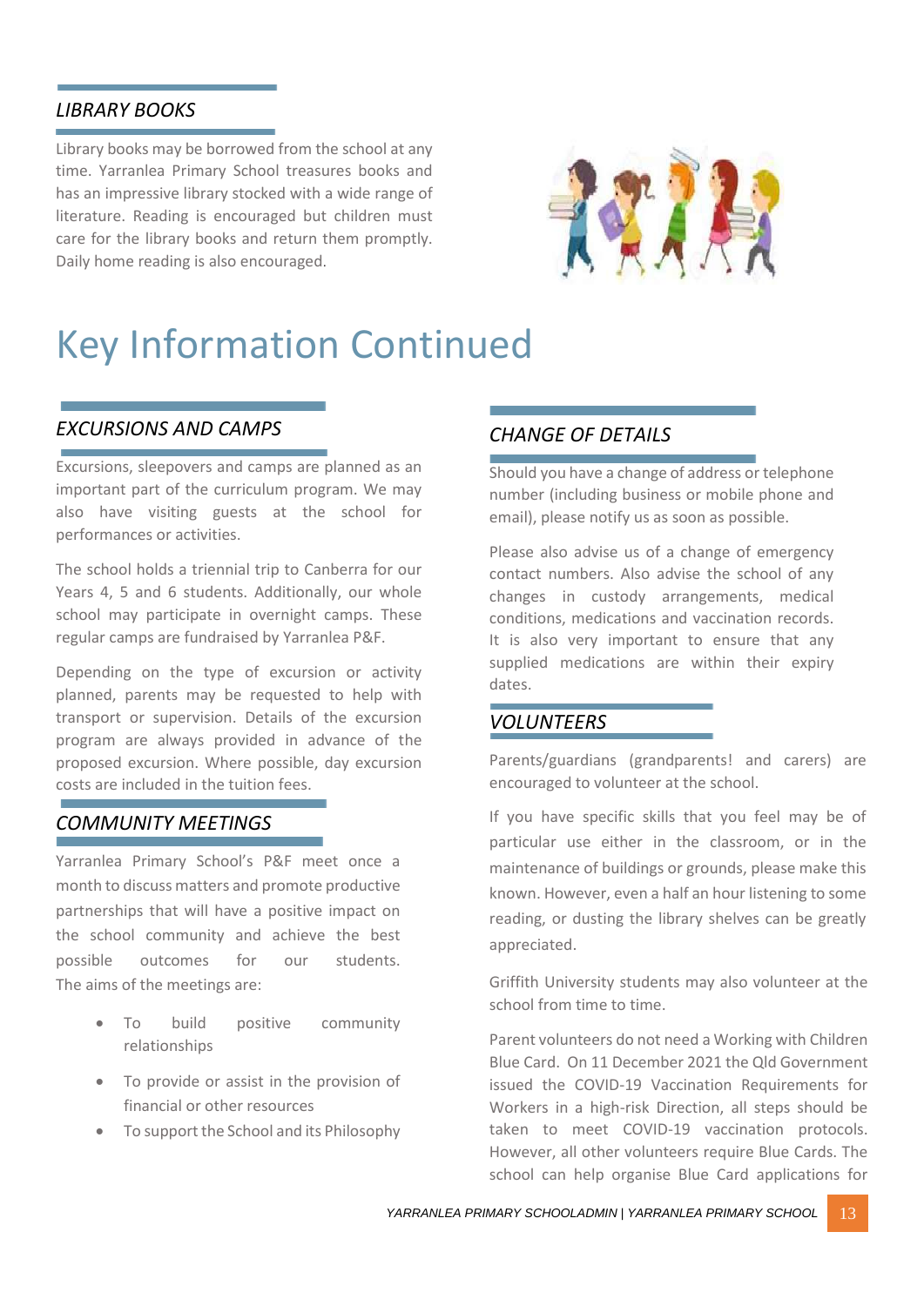### *LIBRARY BOOKS*

Library books may be borrowed from the school at any time. Yarranlea Primary School treasures books and has an impressive library stocked with a wide range of literature. Reading is encouraged but children must care for the library books and return them promptly. Daily home reading is also encouraged.

# Key Information Continued

### *EXCURSIONS AND CAMPS*

Excursions, sleepovers and camps are planned as an important part of the curriculum program. We may also have visiting guests at the school for performances or activities.

The school holds a triennial trip to Canberra for our Years 4, 5 and 6 students. Additionally, our whole school may participate in overnight camps. These regular camps are fundraised by Yarranlea P&F.

Depending on the type of excursion or activity planned, parents may be requested to help with transport or supervision. Details of the excursion program are always provided in advance of the proposed excursion. Where possible, day excursion costs are included in the tuition fees.

### *COMMUNITY MEETINGS*

Yarranlea Primary School's P&F meet once a month to discuss matters and promote productive partnerships that will have a positive impact on the school community and achieve the best possible outcomes for our students. The aims of the meetings are:

- To build positive community relationships
- To provide or assist in the provision of financial or other resources
- To support the School and its Philosophy

### *CHANGE OF DETAILS*

Should you have a change of address or telephone number (including business or mobile phone and email), please notify us as soon as possible.

Please also advise us of a change of emergency contact numbers. Also advise the school of any changes in custody arrangements, medical conditions, medications and vaccination records. It is also very important to ensure that any supplied medications are within their expiry dates.

### *VOLUNTEERS*

Parents/guardians (grandparents! and carers) are encouraged to volunteer at the school.

If you have specific skills that you feel may be of particular use either in the classroom, or in the maintenance of buildings or grounds, please make this known. However, even a half an hour listening to some reading, or dusting the library shelves can be greatly appreciated.

Griffith University students may also volunteer at the school from time to time.

Parent volunteers do not need a Working with Children Blue Card. On 11 December 2021 the Qld Government issued the COVID-19 Vaccination Requirements for Workers in a high-risk Direction, all steps should be taken to meet COVID-19 vaccination protocols. However, all other volunteers require Blue Cards. The school can help organise Blue Card applications for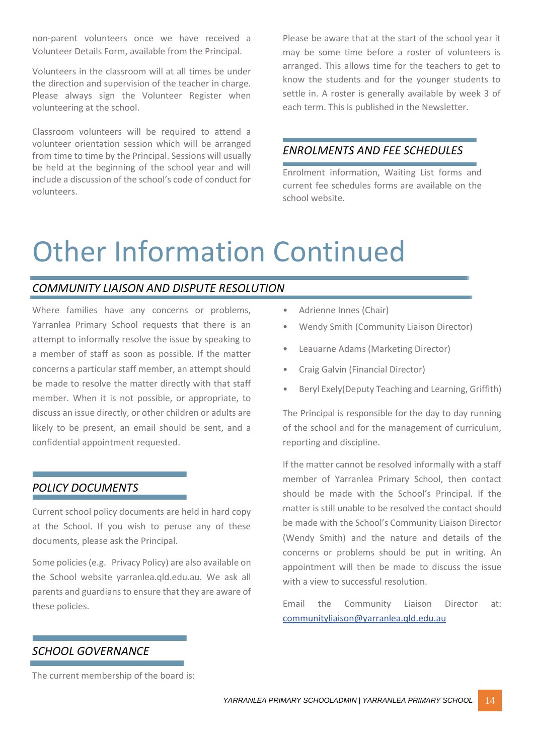non-parent volunteers once we have received a Volunteer Details Form, available from the Principal.

Volunteers in the classroom will at all times be under the direction and supervision of the teacher in charge. Please always sign the Volunteer Register when volunteering at the school.

Classroom volunteers will be required to attend a volunteer orientation session which will be arranged from time to time by the Principal. Sessions will usually be held at the beginning of the school year and will include a discussion of the school's code of conduct for volunteers.

Please be aware that at the start of the school year it may be some time before a roster of volunteers is arranged. This allows time for the teachers to get to know the students and for the younger students to settle in. A roster is generally available by week 3 of each term. This is published in the Newsletter.

## *ENROLMENTS AND FEE SCHEDULES*

Enrolment information, Waiting List forms and current fee schedules forms are available on the school website.

# Other Information Continued

## *COMMUNITY LIAISON AND DISPUTE RESOLUTION*

Where families have any concerns or problems, Yarranlea Primary School requests that there is an attempt to informally resolve the issue by speaking to a member of staff as soon as possible. If the matter concerns a particular staff member, an attempt should be made to resolve the matter directly with that staff member. When it is not possible, or appropriate, to discuss an issue directly, or other children or adults are likely to be present, an email should be sent, and a confidential appointment requested.

## *POLICY DOCUMENTS*

Current school policy documents are held in hard copy at the School. If you wish to peruse any of these documents, please ask the Principal.

Some policies (e.g. Privacy Policy) are also available on the School website yarranlea.qld.edu.au. We ask all parents and guardians to ensure that they are aware of these policies.

## *SCHOOL GOVERNANCE*

The current membership of the board is:

- Adrienne Innes (Chair)
- Wendy Smith (Community Liaison Director)
- Leauarne Adams (Marketing Director)
- Craig Galvin (Financial Director)
- Beryl Exely(Deputy Teaching and Learning, Griffith)

The Principal is responsible for the day to day running of the school and for the management of curriculum, reporting and discipline.

If the matter cannot be resolved informally with a staff member of Yarranlea Primary School, then contact should be made with the School's Principal. If the matter is still unable to be resolved the contact should be made with the School's Community Liaison Director (Wendy Smith) and the nature and details of the concerns or problems should be put in writing. An appointment will then be made to discuss the issue with a view to successful resolution.

Email the Community Liaison Director at: communityliaison@yarranlea.qld.edu.au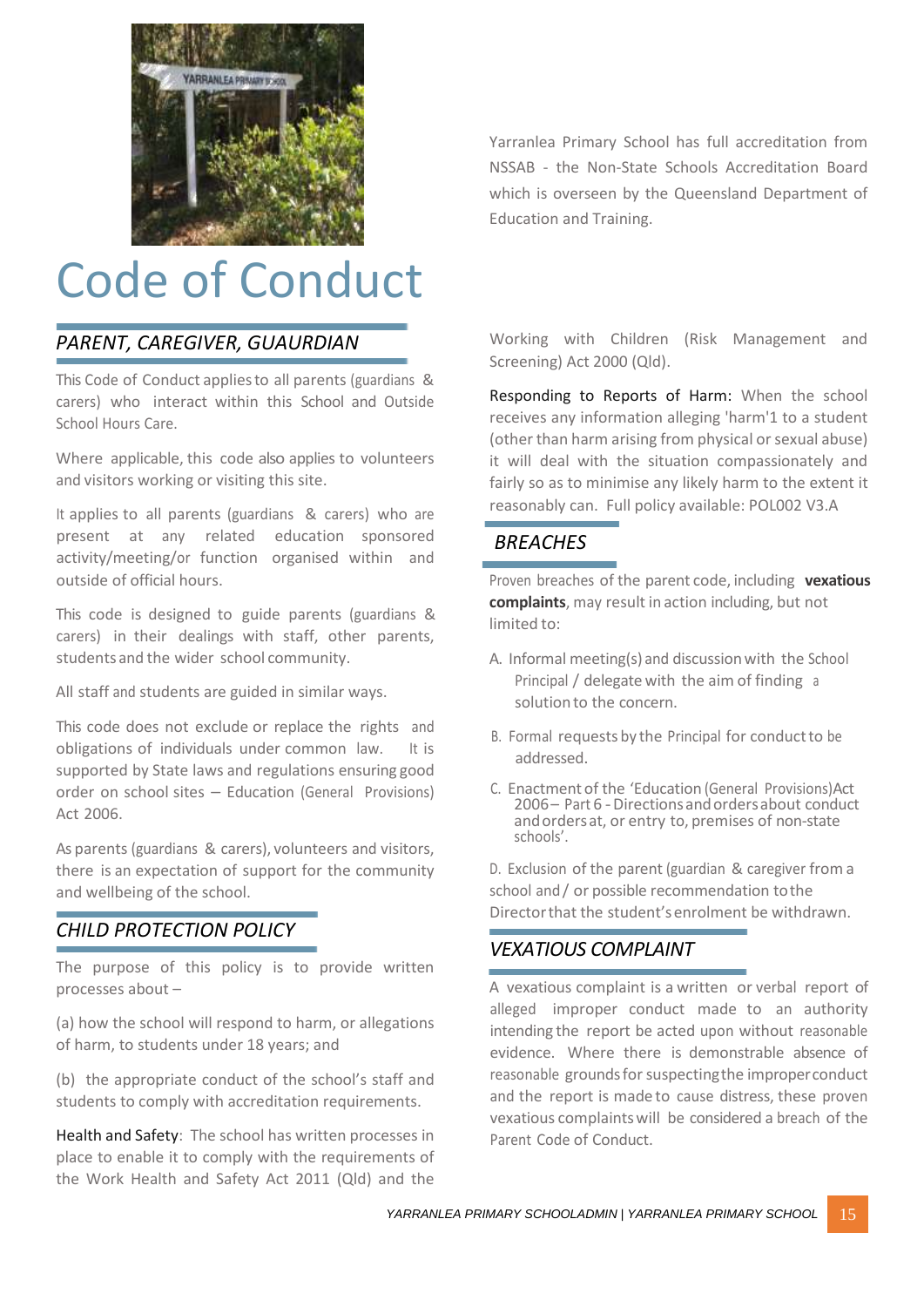Yarranlea Primary School has full accreditation from NSSAB - the Non-State Schools Accreditation Board which is overseen by the Queensland Department of Education and Training.

# Code of Conduct

## *PARENT, CAREGIVER, GUAURDIAN*

This Code of Conduct applies to all parents (guardians & carers) who interact within this School and Outside School Hours Care.

Where applicable, this code also applies to volunteers and visitors working or visiting this site.

It applies to all parents (guardians & carers) who are present at any related education sponsored activity/meeting/or function organised within and outside of official hours.

This code is designed to guide parents (guardians & carers) in their dealings with staff, other parents, students and the wider school community.

All staff and students are guided in similar ways.

This code does not exclude or replace the rights and obligations of individuals under common law. It is supported by State laws and regulations ensuring good order on school sites – Education (General Provisions) Act 2006.

As parents (guardians & carers), volunteers and visitors, there is an expectation of support for the community and wellbeing of the school.

## *CHILD PROTECTION POLICY*

The purpose of this policy is to provide written processes about –

(a) how the school will respond to harm, or allegations of harm, to students under 18 years; and

(b) the appropriate conduct of the school's staff and students to comply with accreditation requirements.

Health and Safety: The school has written processes in place to enable it to comply with the requirements of the Work Health and Safety Act 2011 (Qld) and the Working with Children (Risk Management and Screening) Act 2000 (Qld).

Responding to Reports of Harm: When the school receives any information alleging 'harm'1 to a student (other than harm arising from physical or sexual abuse) it will deal with the situation compassionately and fairly so as to minimise any likely harm to the extent it reasonably can. Full policy available: POL002 V3.A

## *BREACHES*

Proven breaches of the parent code, including **vexatious complaints**, may result in action including, but not limited to:

A. Informal meeting(s) and discussion with the School Principal / delegate with the aim of finding a solution to the concern.

B. Formal requests by the Principal for conduct to be addressed.

C. Enactment of the 'Education (General Provisions)Act 2006 – Part 6 - Directions and orders about conduct and orders at, or entry to, premises of non-state schools'.

D. Exclusion of the parent (guardian & caregiver from a school and / or possible recommendation to the Director that the student's enrolment be withdrawn.

## *VEXATIOUS COMPLAINT*

A vexatious complaint is a written or verbal report of alleged improper conduct made to an authority intending the report be acted upon without reasonable evidence. Where there is demonstrable absence of reasonable grounds for suspecting the improper conduct and the report is made to cause distress, these proven vexatious complaints will be considered a breach of the Parent Code of Conduct.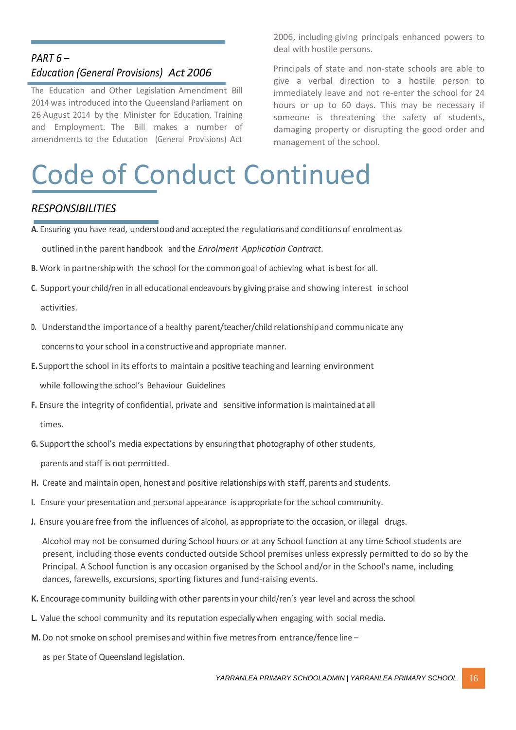## *PART 6 – Education (General Provisions) Act 2006*

The Education and Other Legislation Amendment Bill 2014 was introduced into the Queensland Parliament on 26 August 2014 by the Minister for Education, Training and Employment. The Bill makes a number of amendments to the Education (General Provisions) Act 2006, including giving principals enhanced powers to deal with hostile persons.

Principals of state and non-state schools are able to give a verbal direction to a hostile person to immediately leave and not re-enter the school for 24 hours or up to 60 days. This may be necessary if someone is threatening the safety of students, damaging property or disrupting the good order and management of the school.

# Code of Conduct Continued

## *RESPONSIBILITIES*

**A.** Ensuring you have read, understood and accepted the regulations and conditions of enrolment as outlined in the parent handbook and the *Enrolment Application Contract*.

**B.** Work in partnership with the school for the common goal of achieving what is best for all.

**C.** Support your child/ren in all educational endeavours by giving praise and showing interest in school activities.

**D.** Understand the importance of a healthy parent/teacher/child relationship and communicate any concerns to your school in a constructive and appropriate manner.

**E.** Support the school in its efforts to maintain a positive teaching and learning environment while following the school's Behaviour Guidelines

**F.** Ensure the integrity of confidential, private and sensitive information is maintained at all times.

**G.** Support the school's media expectations by ensuring that photography of other students, parents and staff is not permitted.

**H.** Create and maintain open, honest and positive relationships with staff, parents and students.

**I.** Ensure your presentation and personal appearance is appropriate for the school community.

**J.** Ensure you are free from the influences of alcohol, as appropriate to the occasion, or illegal drugs.

Alcohol may not be consumed during School hours or at any School function at any time School students are present, including those events conducted outside School premises unless expressly permitted to do so by the Principal. A School function is any occasion organised by the School and/or in the School's name, including dances, farewells, excursions, sporting fixtures and fund-raising events.

**K.** Encourage community building with other parents in your child/ren's year level and across the school

**L.** Value the school community and its reputation especially when engaging with social media.

**M.** Do not smoke on school premises and within five metres from entrance/fence line – as per State of Queensland legislation.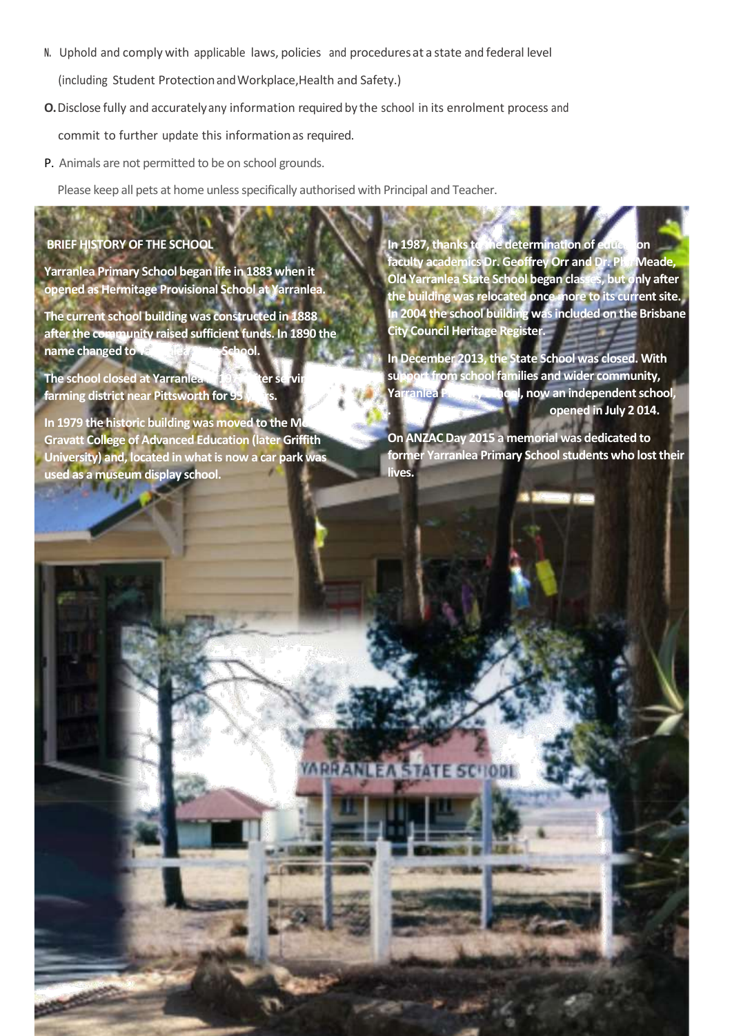N. Uphold and comply with applicable laws, policies and procedures at a state and federal level (including Student Protection and Workplace, Health and Safety.)

**O.** Disclose fully and accurately any information required by the school in its enrolment process and commit to further update this information as required.

P. Animals are not permitted to be on school grounds.

Please keep all pets at home unless specifically authorised with Principal and Teacher.

**BRIEF HISTORY OF THE SCHOOL**

**Yarranlea Primary School began life in 1883 when it opened as Hermitage Provisional School at Yarranlea.**

**The current school building was constructed in 1888 after the community raised sufficient funds. In 1890 the name changed to Yarranlea State School.**

**The school closed at Yarranlea in 1978 after serving farming district near Pittsworth for 95 years.**

**In 1979 the historic building was moved to the Mt Gravatt College of Advanced Education (later Griffith University) and, located in what is now a car park was used as a museum display school.**

**In 1987, thanks to the determination of education faculty academics Dr. Geoffrey Orr and Dr. Phil Meade, Old Yarranlea State School began classes, but only after the building was relocated once more to its current site. In 2004 the school building was included on the Brisbane City Council Heritage Register.**

**In December 2013, the State School was closed. With support from school families and wider community, Yarranlea Primary School, now an independent school, opened in July 2 014.**

**On ANZAC Day 2015 a memorial was dedicated to former Yarranlea Primary School students who lost their lives.**